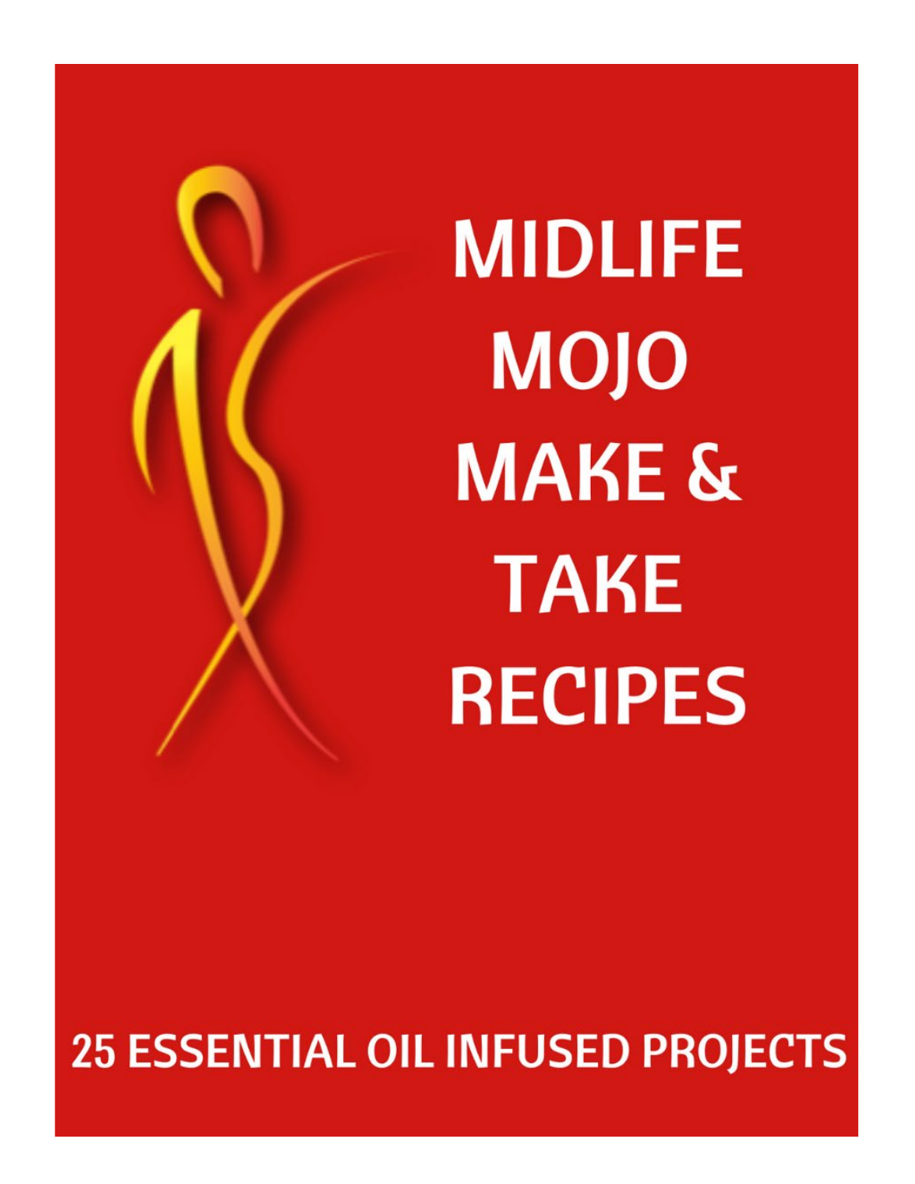# MIDLIFE MOJO MAKE & TAKE RECIPES

## 25 ESSENTIAL OIL INFUSED PROJECTS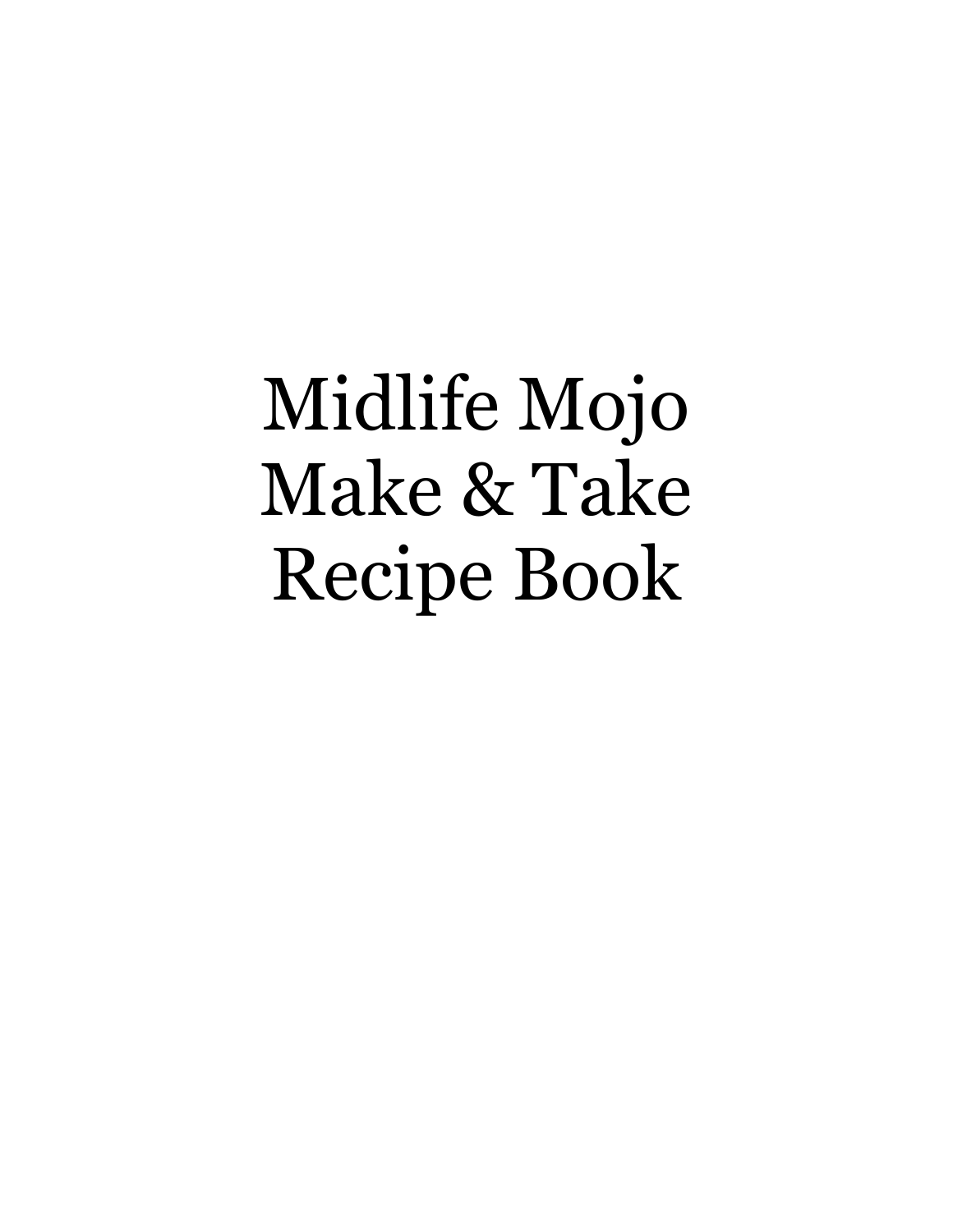# Midlife Mojo Make & Take Recipe Book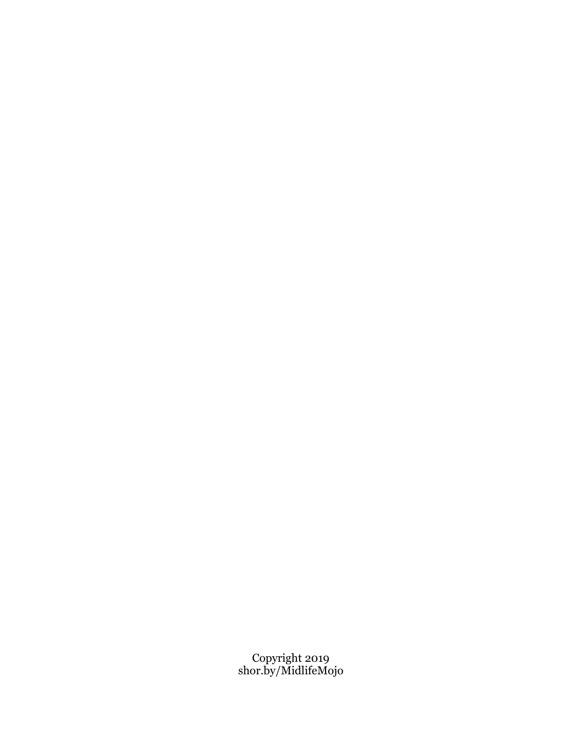Copyright 2019
shor.by/MidlifeMojo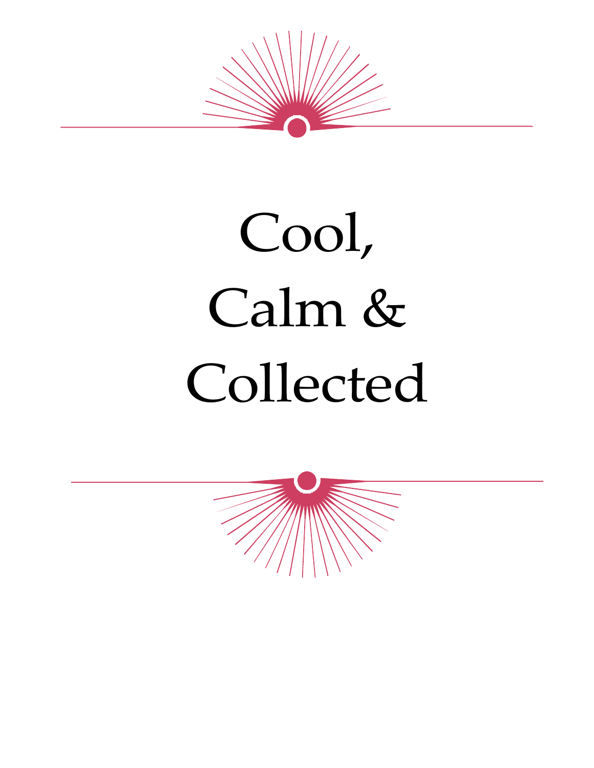# Cool, Calm & Collected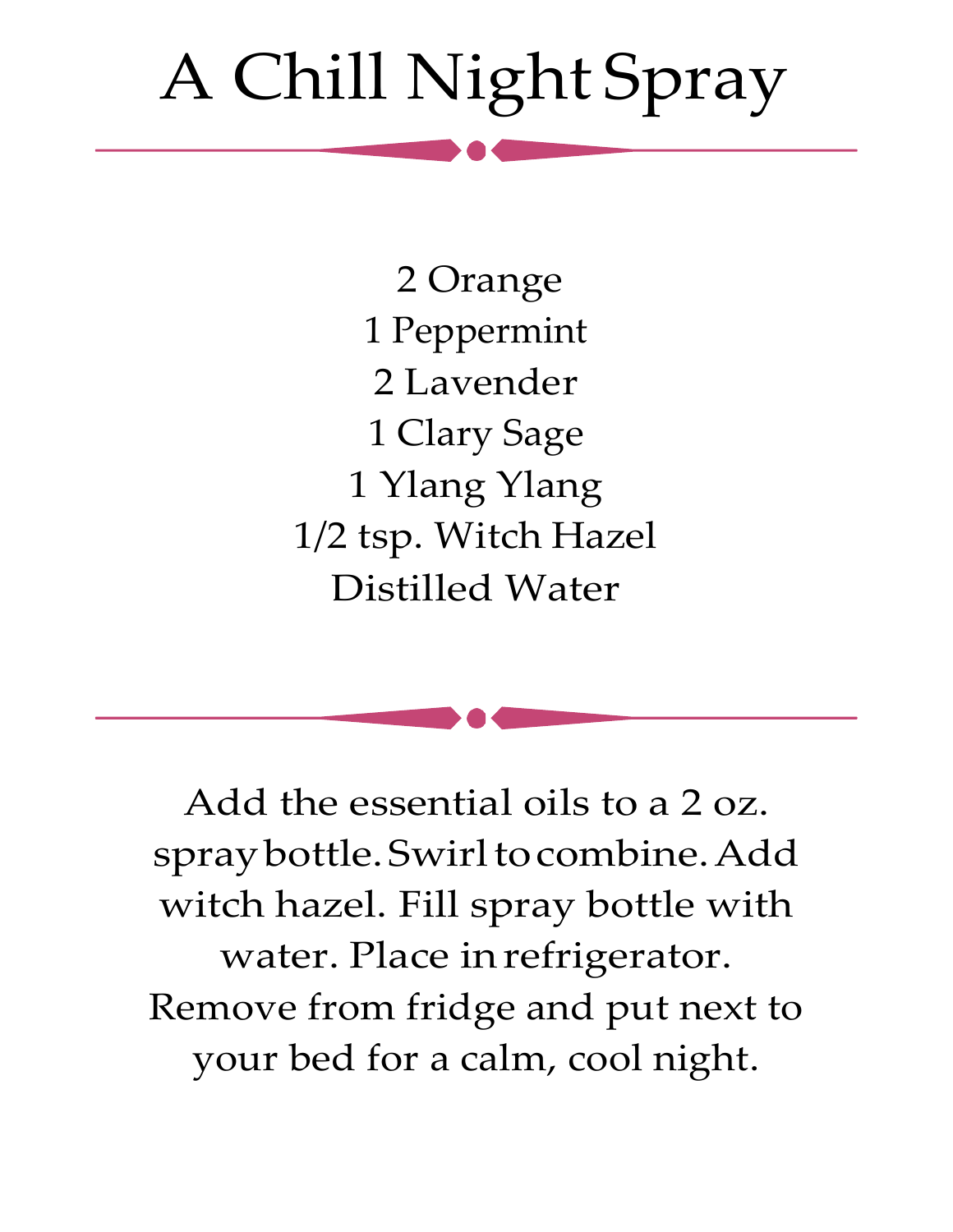# A Chill Night Spray

2 Orange
1 Peppermint
2 Lavender
1 Clary Sage
1 Ylang Ylang
1/2 tsp. Witch Hazel
Distilled Water

Add the essential oils to a 2 oz. spray bottle. Swirl to combine. Add witch hazel. Fill spray bottle with water. Place in refrigerator. Remove from fridge and put next to your bed for a calm, cool night.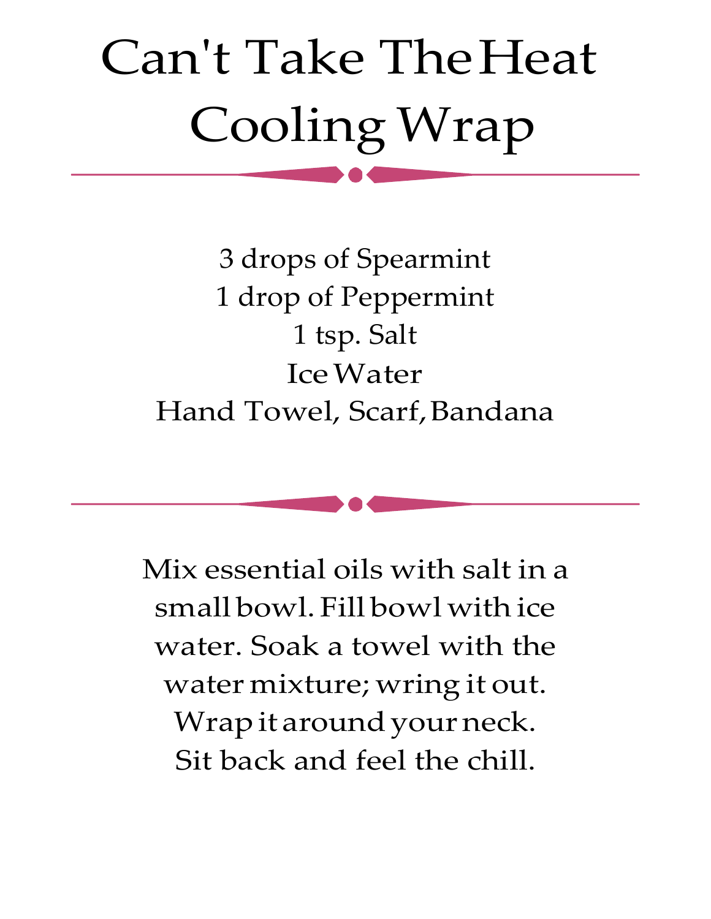# Can't Take The Heat Cooling Wrap

3 drops of Spearmint
1 drop of Peppermint
1 tsp. Salt
Ice Water
Hand Towel, Scarf, Bandana

Mix essential oils with salt in a small bowl. Fill bowl with ice water. Soak a towel with the water mixture; wring it out. Wrap it around your neck. Sit back and feel the chill.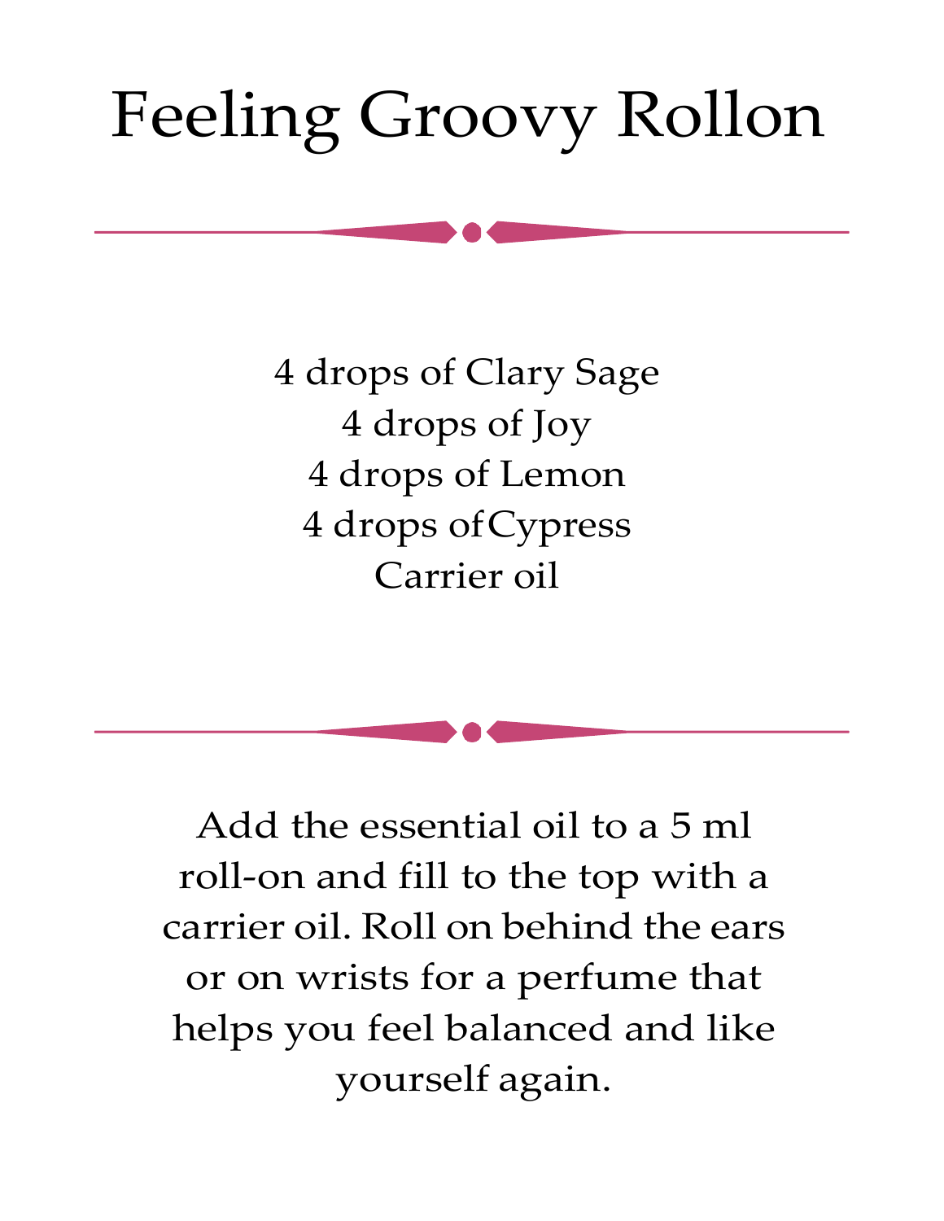# Feeling Groovy Rollon

4 drops of Clary Sage
4 drops of Joy
4 drops of Lemon
4 drops of Cypress
Carrier oil

Add the essential oil to a 5 ml roll-on and fill to the top with a carrier oil. Roll on behind the ears or on wrists for a perfume that helps you feel balanced and like yourself again.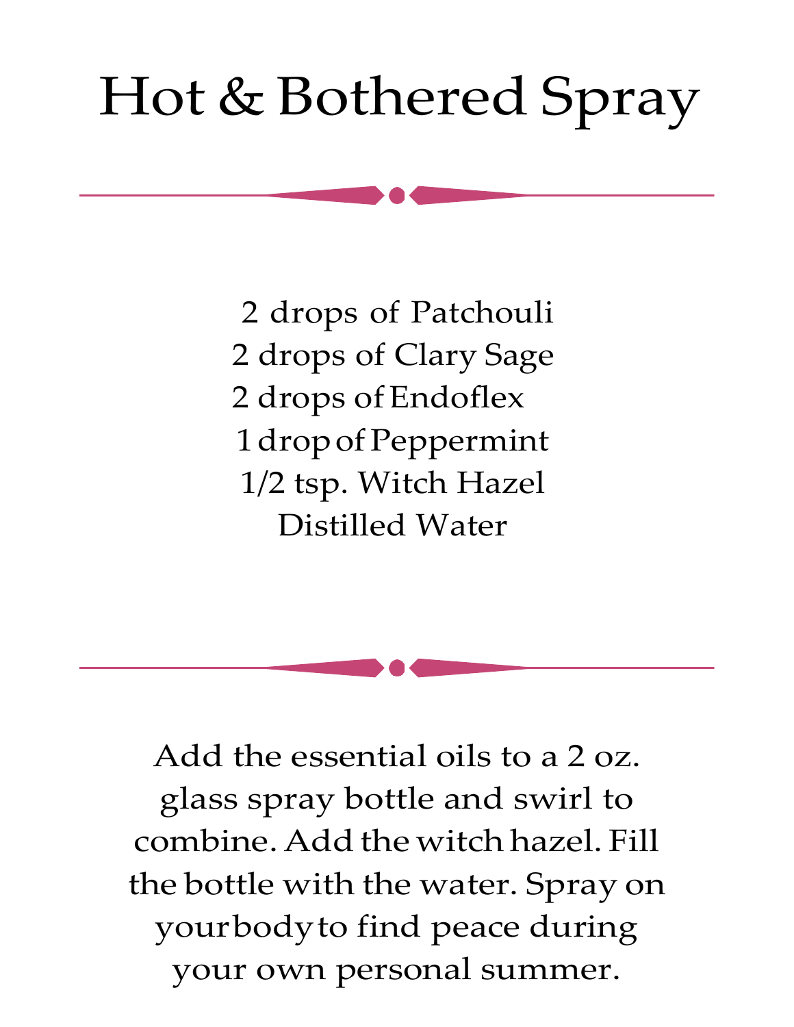# Hot & Bothered Spray

2 drops of Patchouli
2 drops of Clary Sage
2 drops of Endoflex
1 drop of Peppermint
1/2 tsp. Witch Hazel
Distilled Water

Add the essential oils to a 2 oz. glass spray bottle and swirl to combine. Add the witch hazel. Fill the bottle with the water. Spray on your body to find peace during your own personal summer.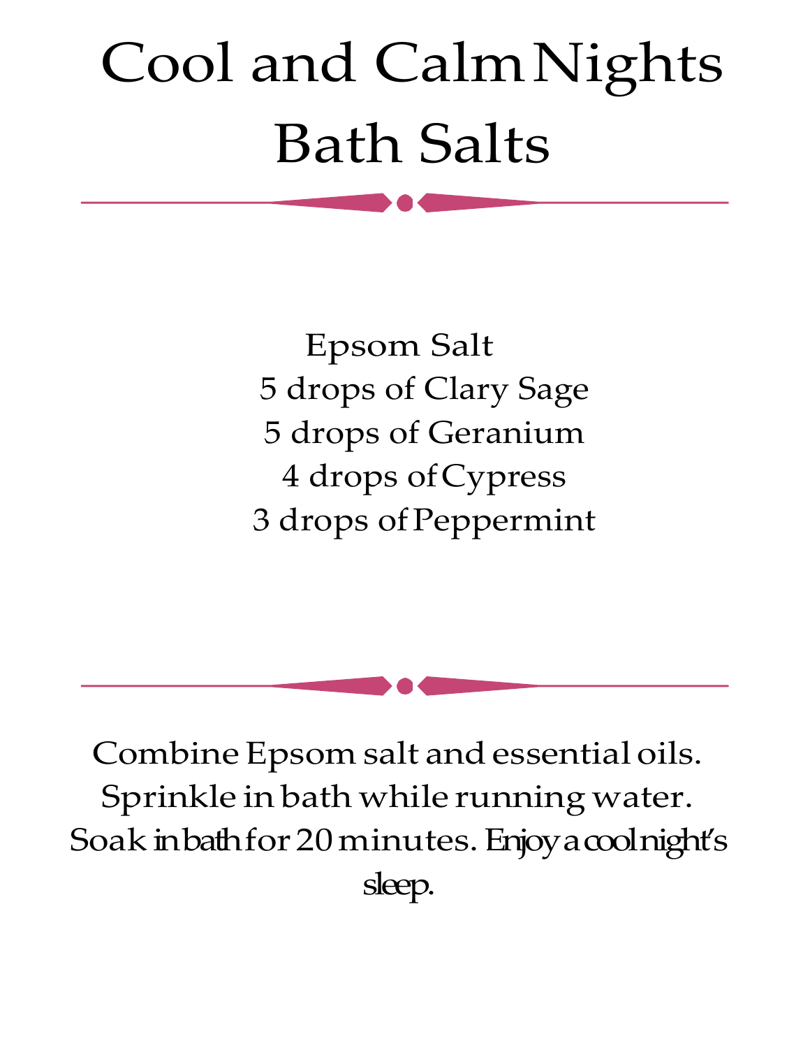# Cool and Calm Nights Bath Salts

Epsom Salt
5 drops of Clary Sage
5 drops of Geranium
4 drops of Cypress
3 drops of Peppermint

Combine Epsom salt and essential oils. Sprinkle in bath while running water. Soak in bath for 20 minutes. Enjoy a cool night's sleep.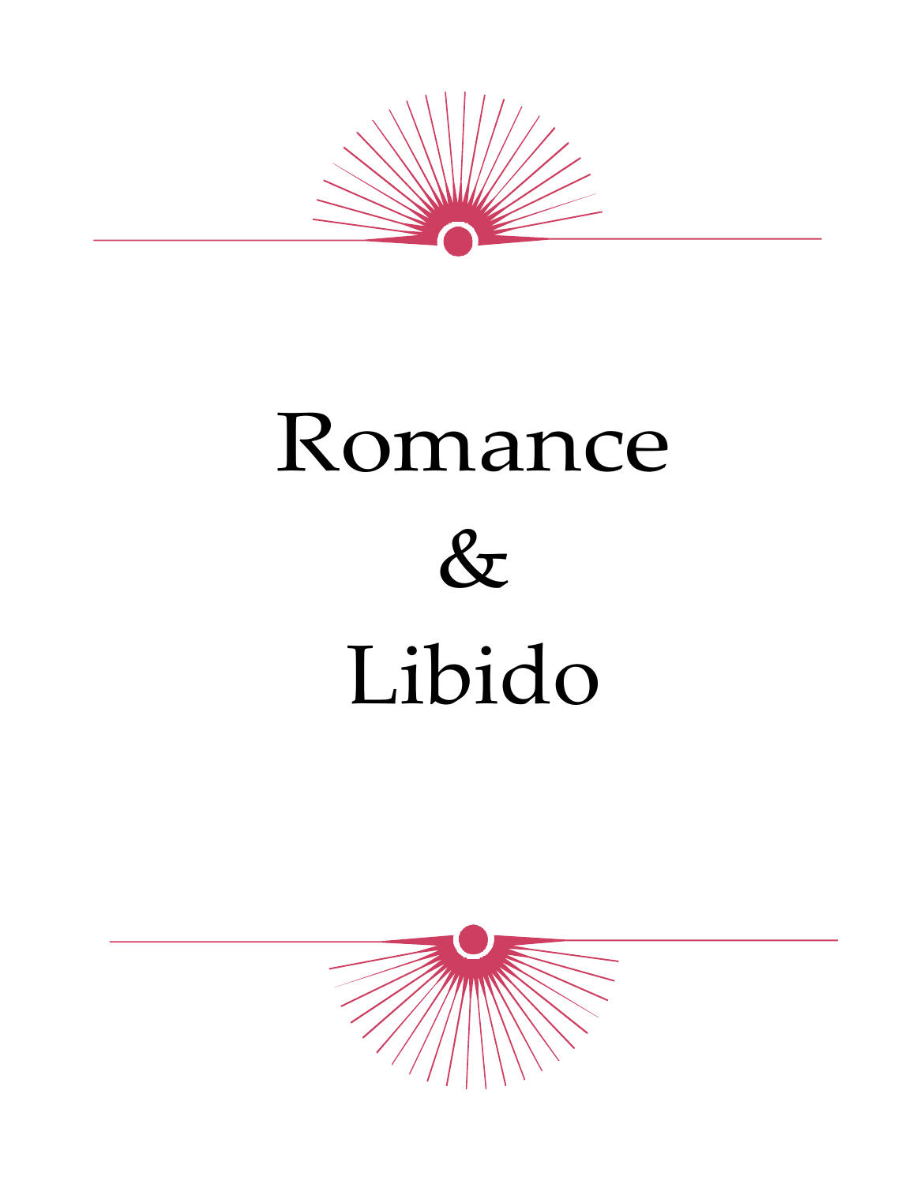# Romance

# &

# Libido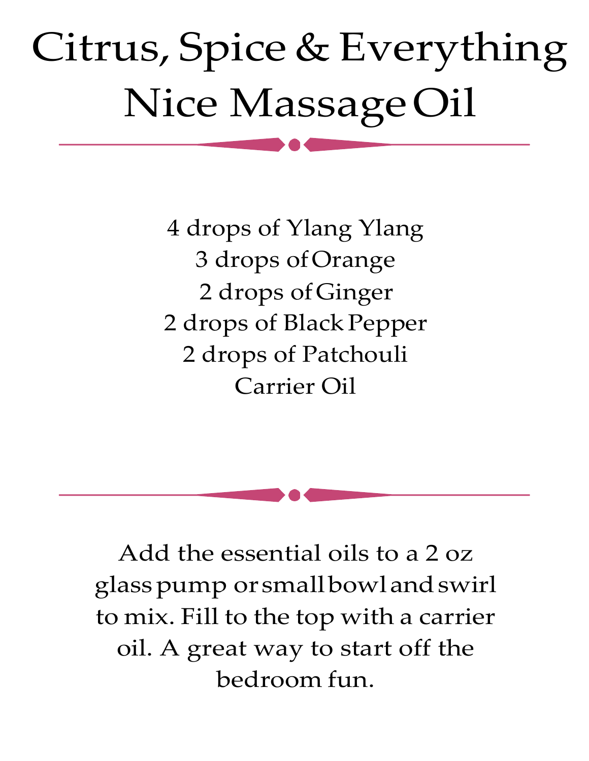# Citrus, Spice & Everything Nice Massage Oil

4 drops of Ylang Ylang
3 drops of Orange
2 drops of Ginger
2 drops of Black Pepper
2 drops of Patchouli
Carrier Oil

Add the essential oils to a 2 oz glass pump or small bowl and swirl to mix. Fill to the top with a carrier oil. A great way to start off the bedroom fun.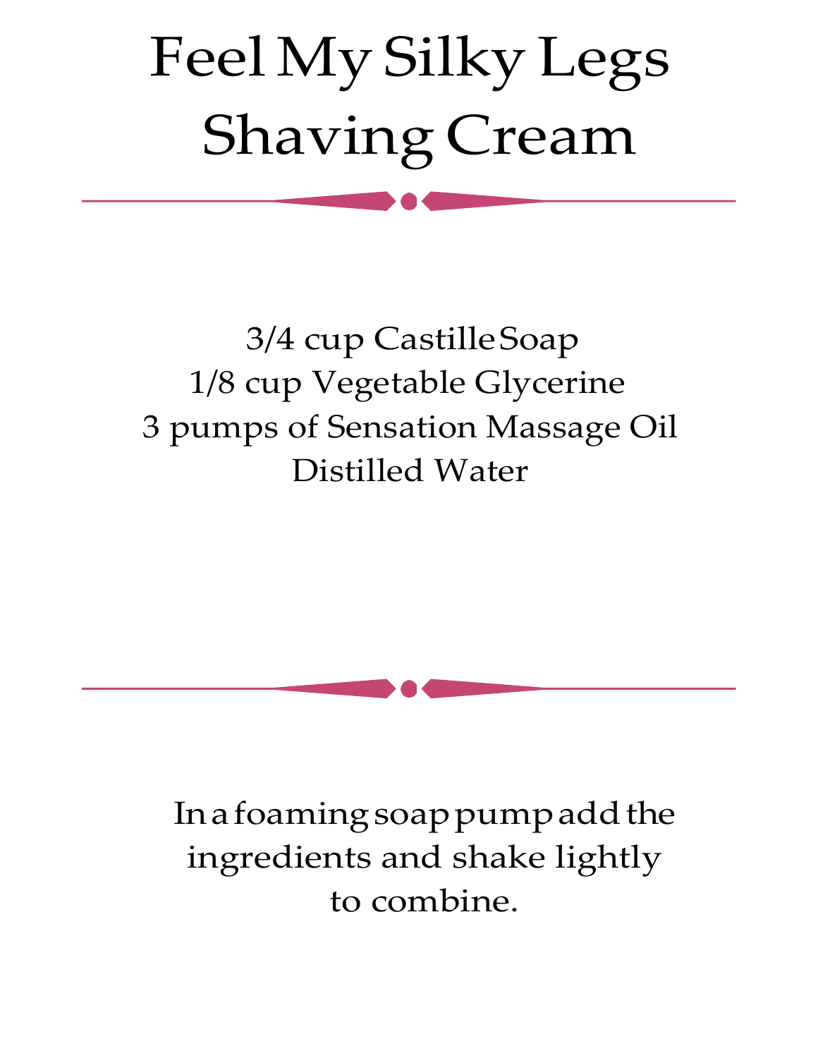# Feel My Silky Legs Shaving Cream

3/4 cup Castille Soap
1/8 cup Vegetable Glycerine
3 pumps of Sensation Massage Oil
Distilled Water

In a foaming soap pump add the ingredients and shake lightly to combine.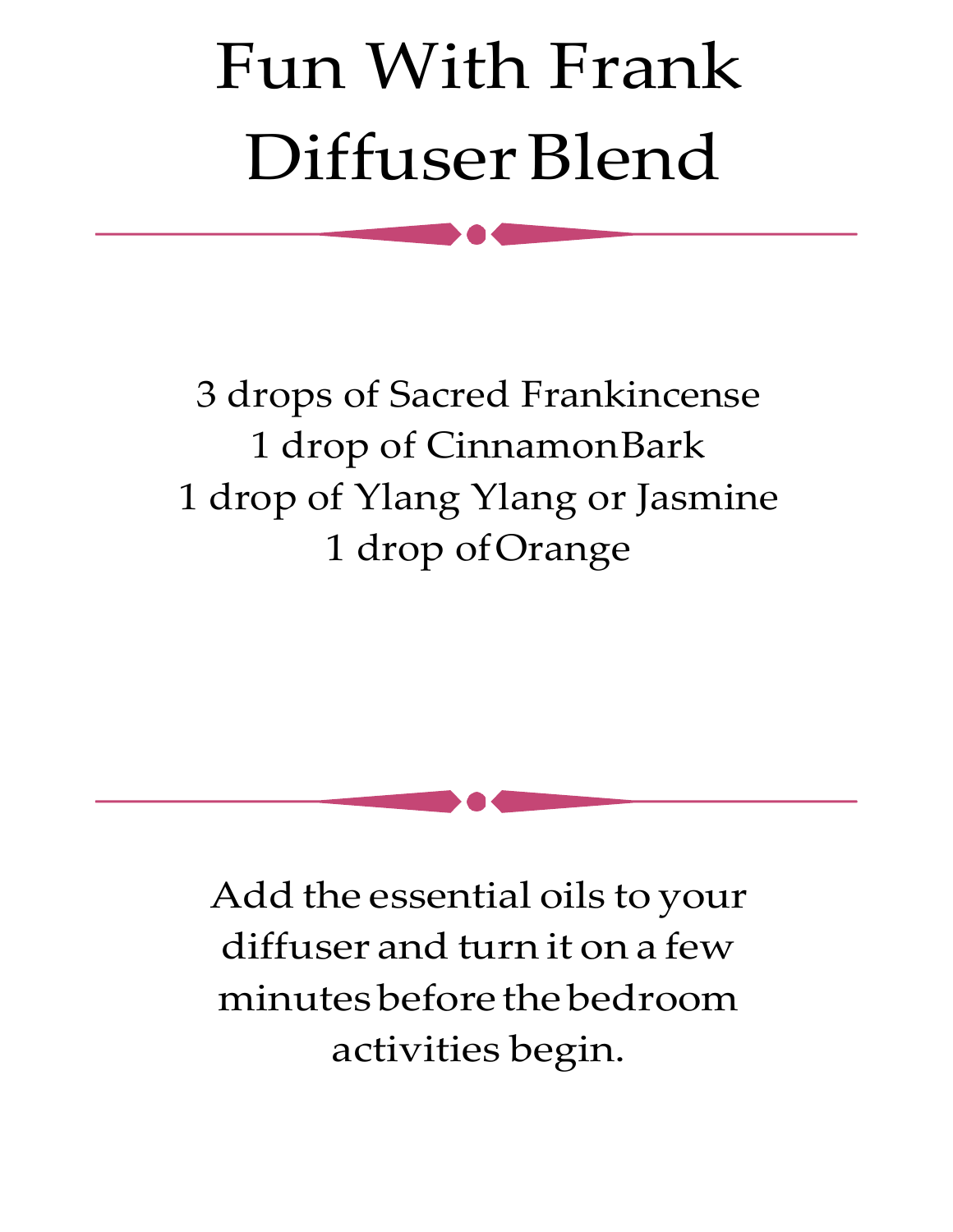# Fun With Frank Diffuser Blend

3 drops of Sacred Frankincense
1 drop of Cinnamon Bark
1 drop of Ylang Ylang or Jasmine
1 drop of Orange

Add the essential oils to your diffuser and turn it on a few minutes before the bedroom activities begin.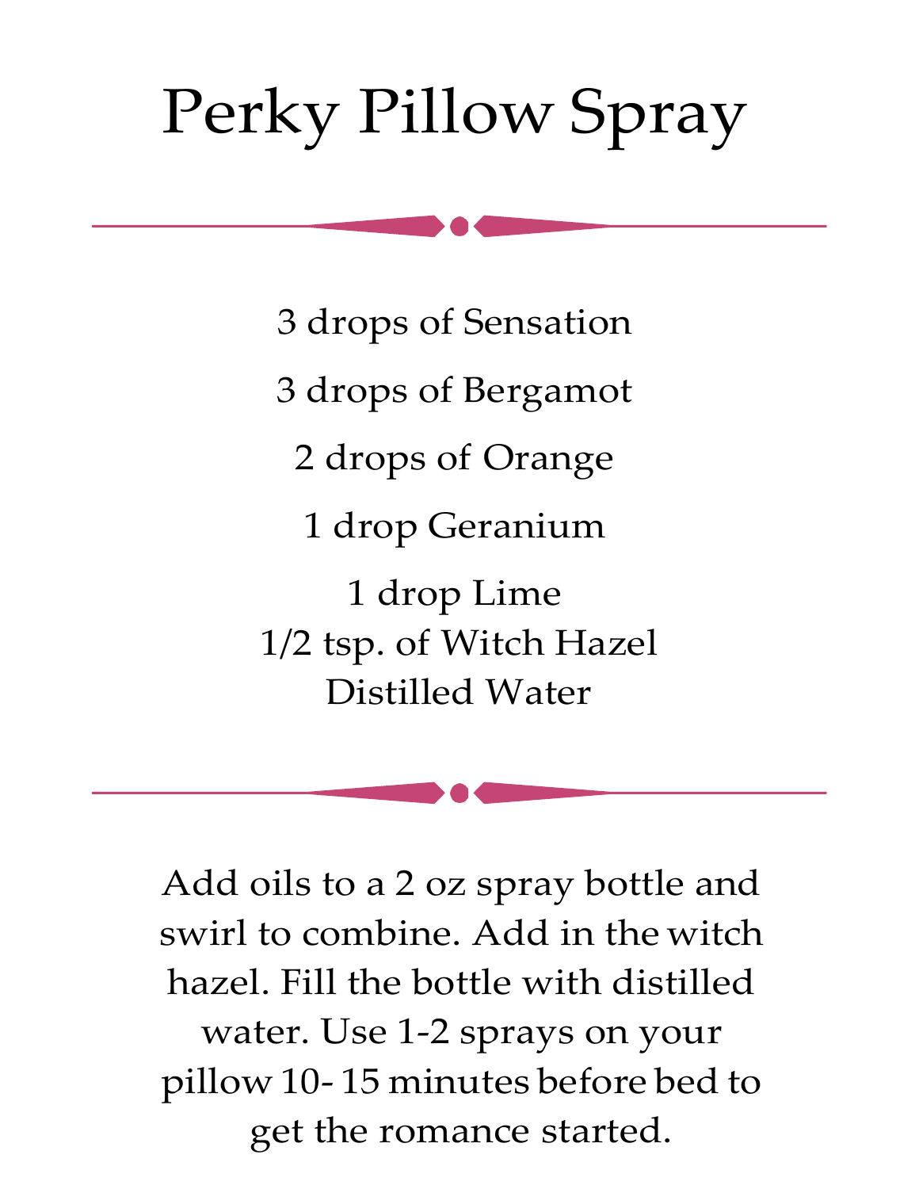# Perky Pillow Spray

3 drops of Sensation

3 drops of Bergamot

2 drops of Orange

1 drop Geranium

1 drop Lime
1/2 tsp. of Witch Hazel
Distilled Water

Add oils to a 2 oz spray bottle and swirl to combine. Add in the witch hazel. Fill the bottle with distilled water. Use 1-2 sprays on your pillow 10- 15 minutes before bed to get the romance started.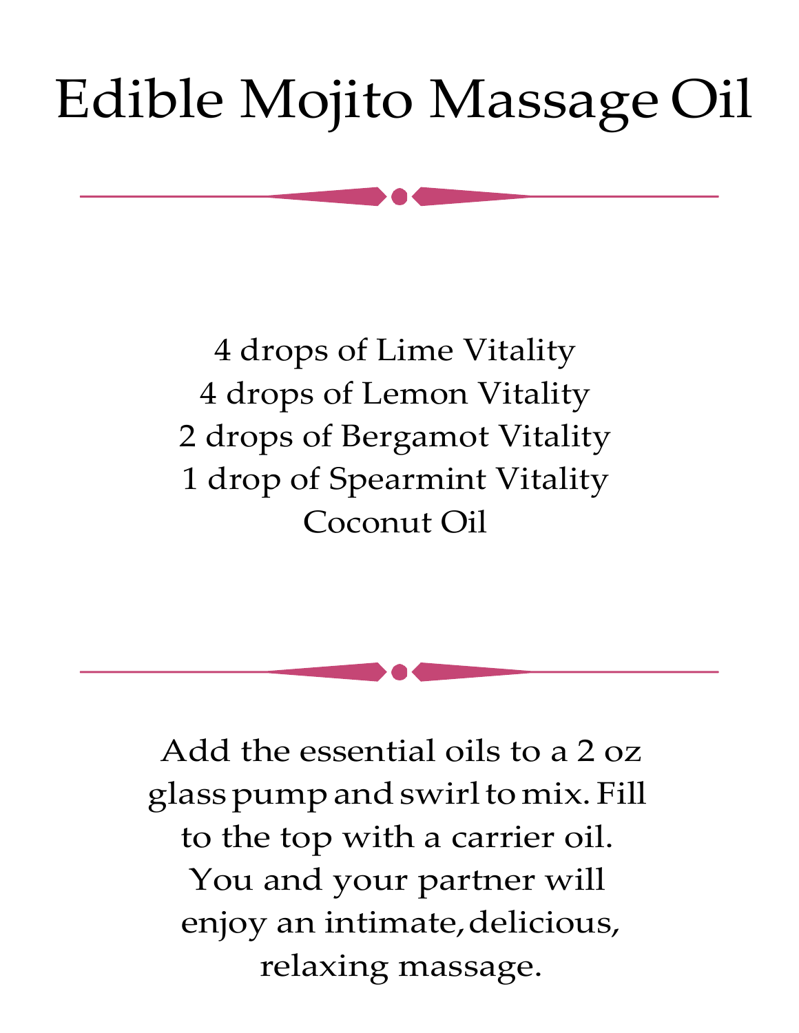# Edible Mojito Massage Oil

4 drops of Lime Vitality
4 drops of Lemon Vitality
2 drops of Bergamot Vitality
1 drop of Spearmint Vitality
Coconut Oil

Add the essential oils to a 2 oz glass pump and swirl to mix. Fill to the top with a carrier oil. You and your partner will enjoy an intimate, delicious, relaxing massage.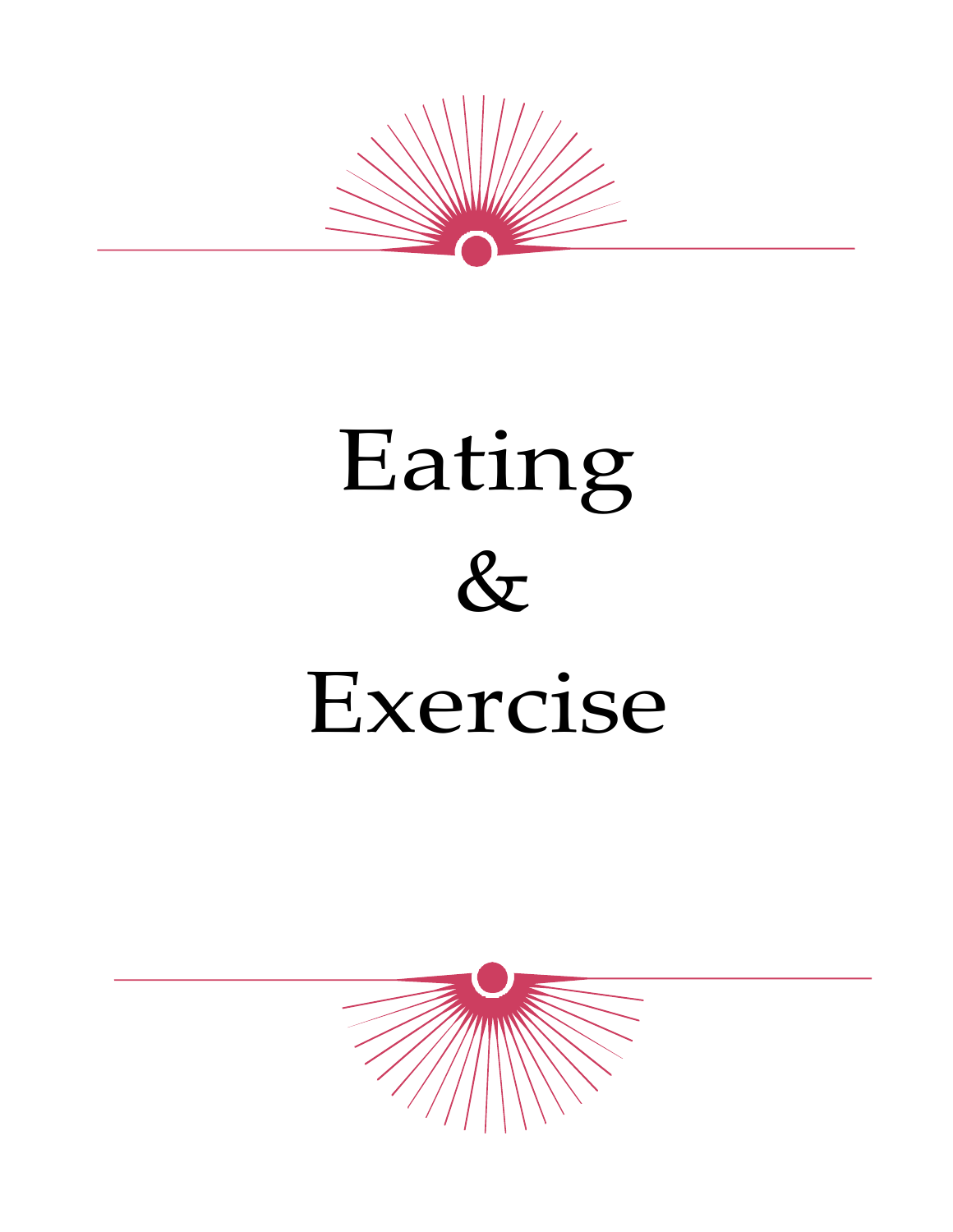# Eating & Exercise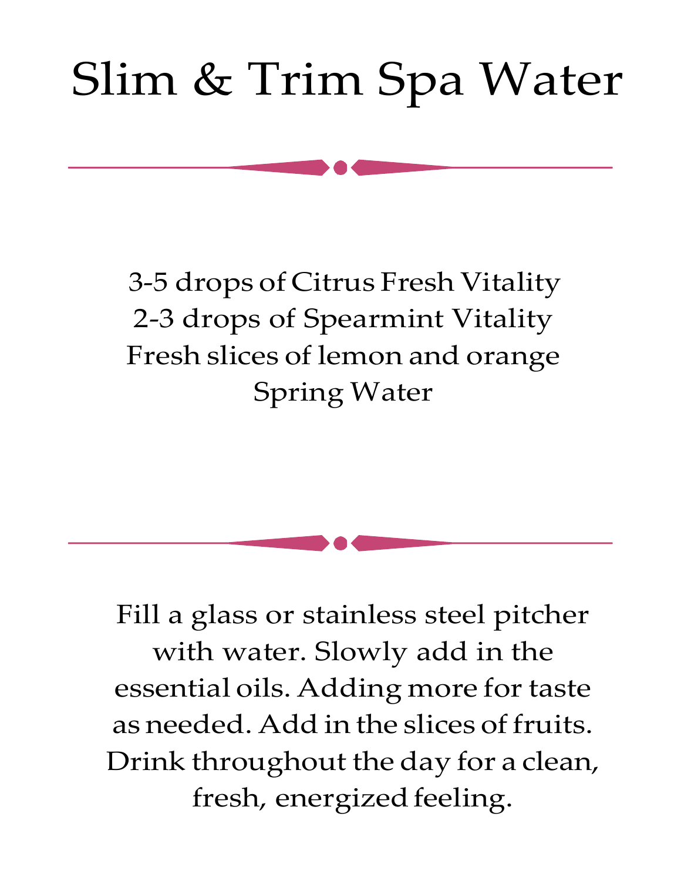# Slim & Trim Spa Water

3-5 drops of Citrus Fresh Vitality
2-3 drops of Spearmint Vitality
Fresh slices of lemon and orange
Spring Water

Fill a glass or stainless steel pitcher with water. Slowly add in the essential oils. Adding more for taste as needed. Add in the slices of fruits. Drink throughout the day for a clean, fresh, energized feeling.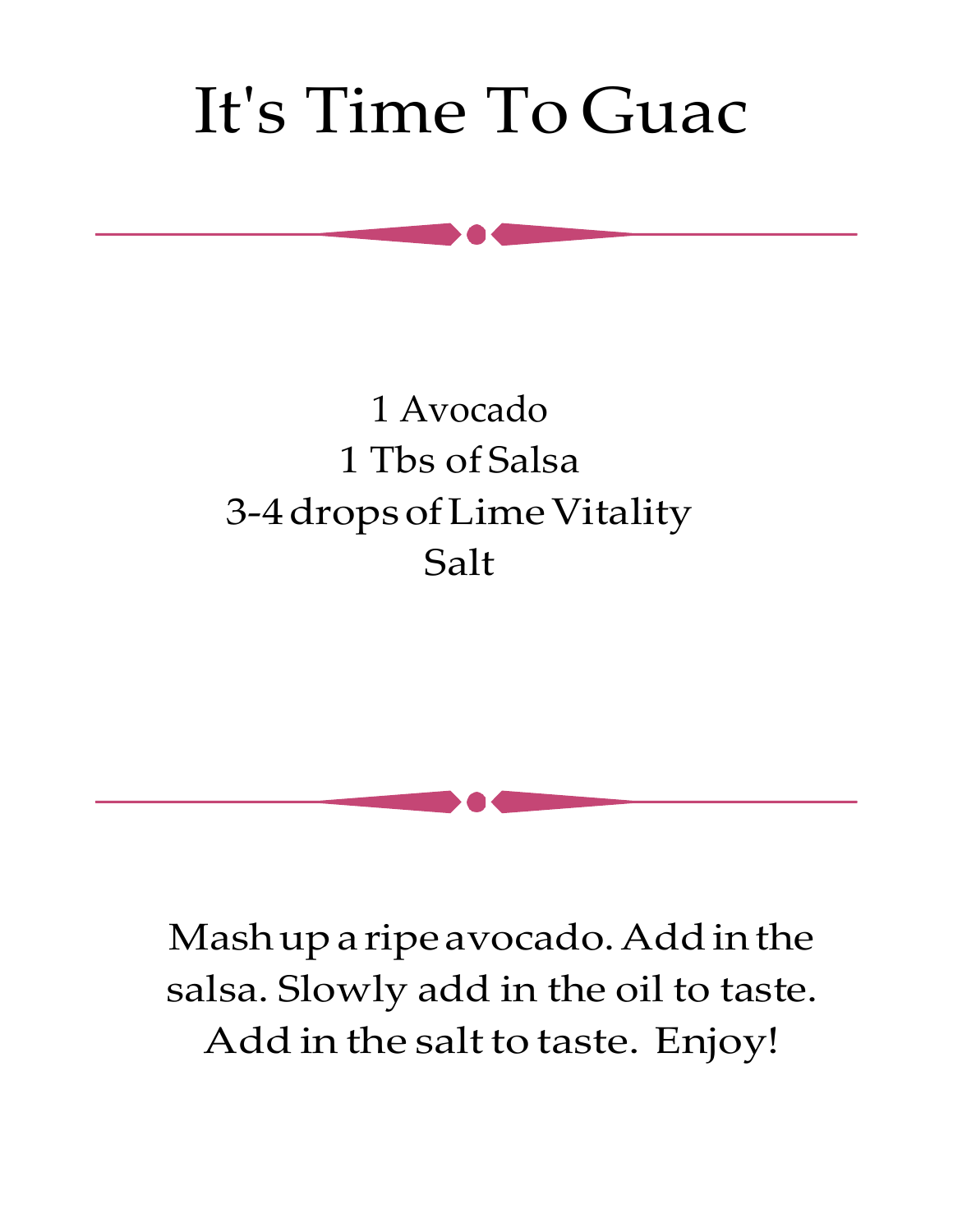# It's Time To Guac

1 Avocado
1 Tbs of Salsa
3-4 drops of Lime Vitality
Salt

Mash up a ripe avocado. Add in the salsa. Slowly add in the oil to taste. Add in the salt to taste. Enjoy!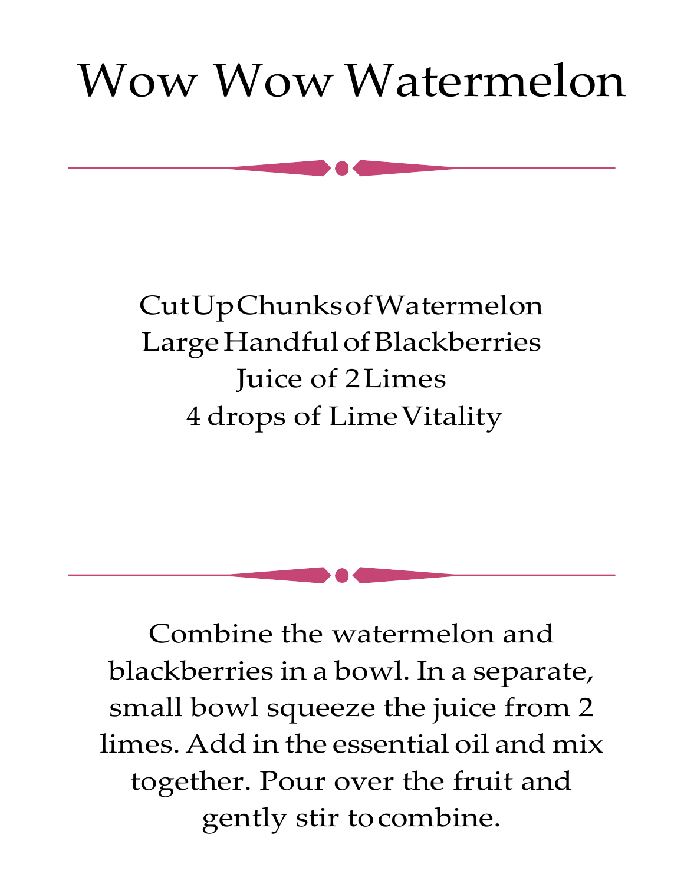# Wow Wow Watermelon

Cut Up Chunks of Watermelon
Large Handful of Blackberries
Juice of 2 Limes
4 drops of Lime Vitality

Combine the watermelon and blackberries in a bowl. In a separate, small bowl squeeze the juice from 2 limes. Add in the essential oil and mix together. Pour over the fruit and gently stir to combine.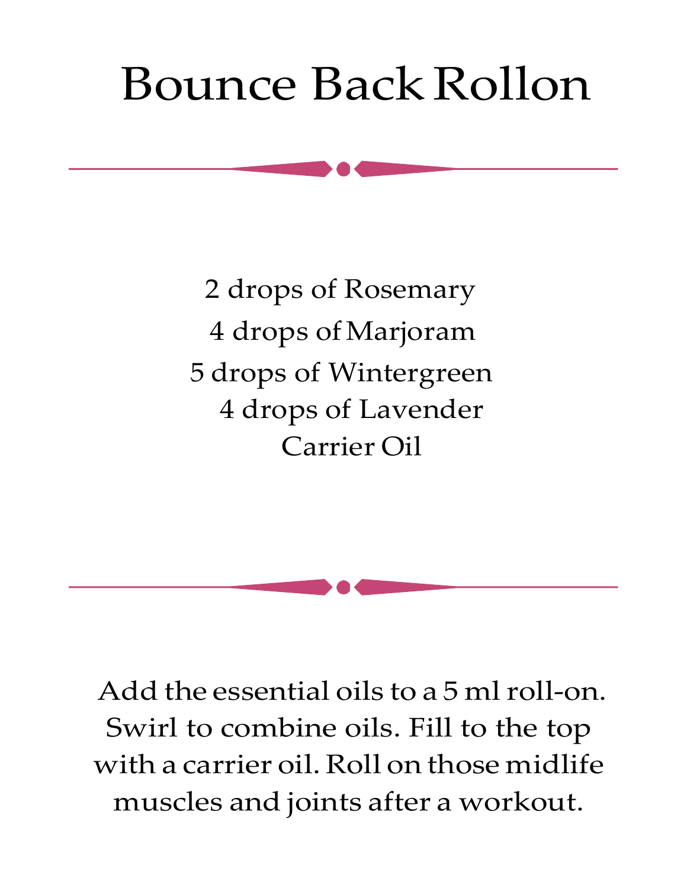# Bounce Back Rollon

2 drops of Rosemary
4 drops of Marjoram
5 drops of Wintergreen
4 drops of Lavender
Carrier Oil

Add the essential oils to a 5 ml roll-on. Swirl to combine oils. Fill to the top with a carrier oil. Roll on those midlife muscles and joints after a workout.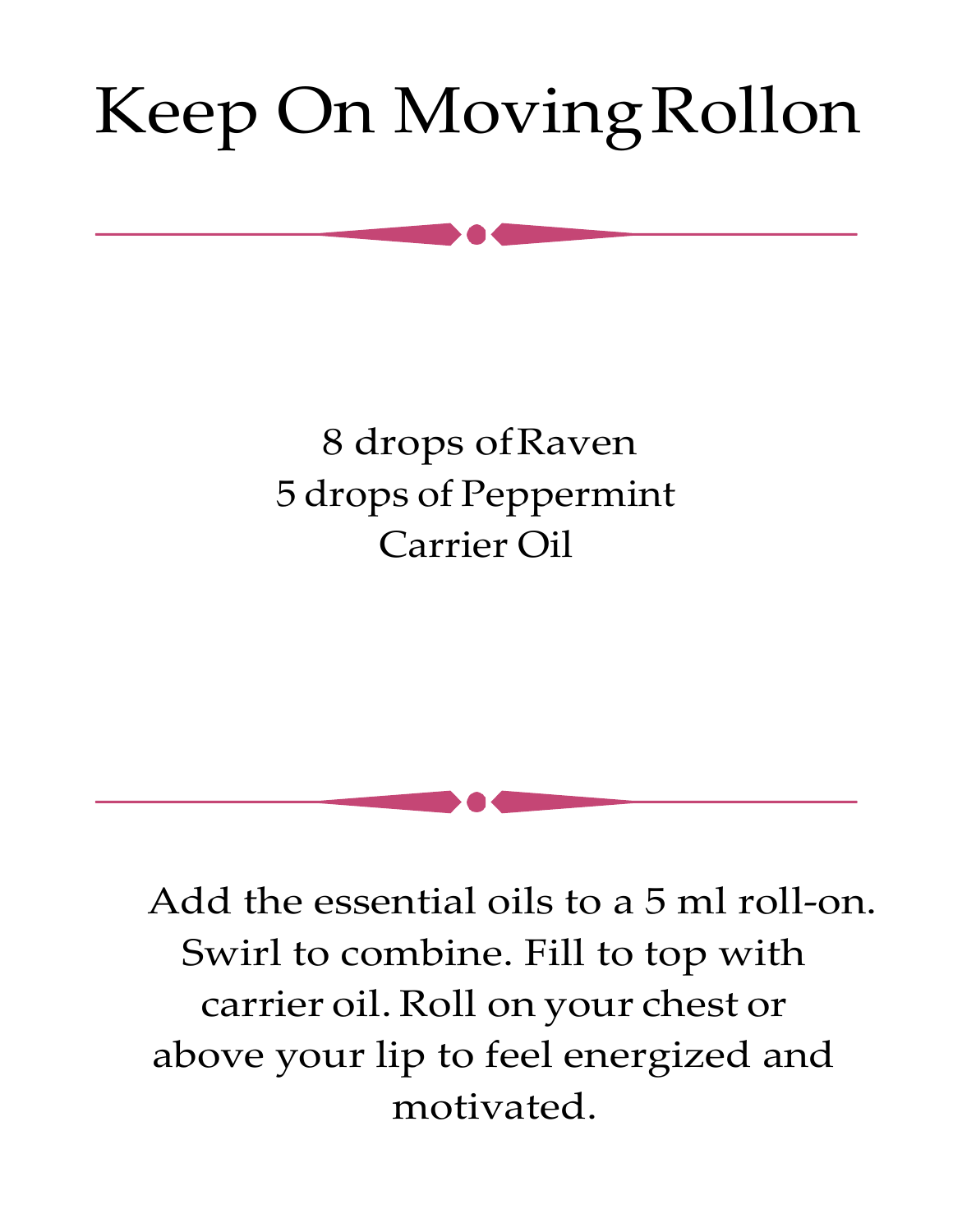# Keep On Moving Rollon

8 drops of Raven
5 drops of Peppermint
Carrier Oil

Add the essential oils to a 5 ml roll-on. Swirl to combine. Fill to top with carrier oil. Roll on your chest or above your lip to feel energized and motivated.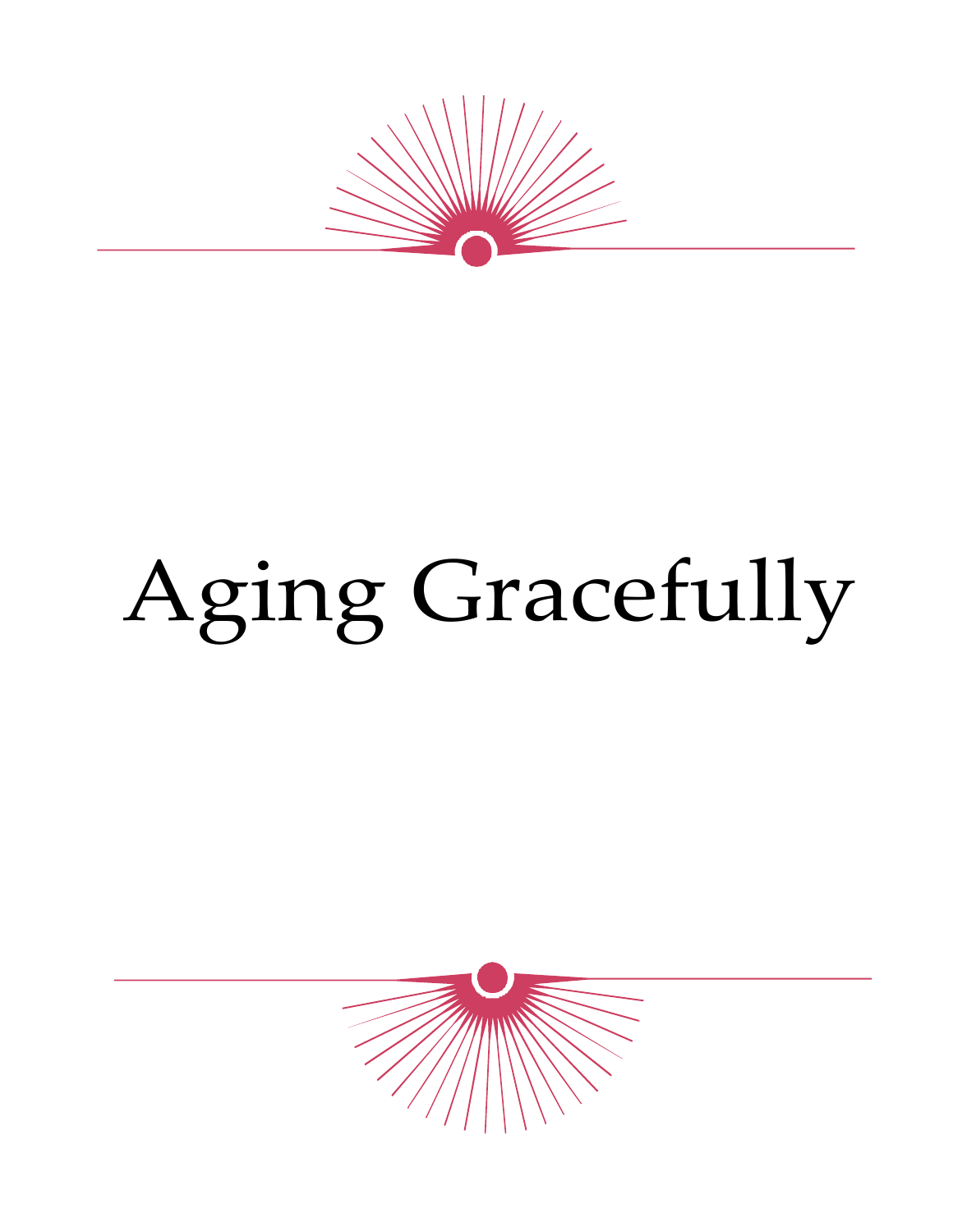# Aging Gracefully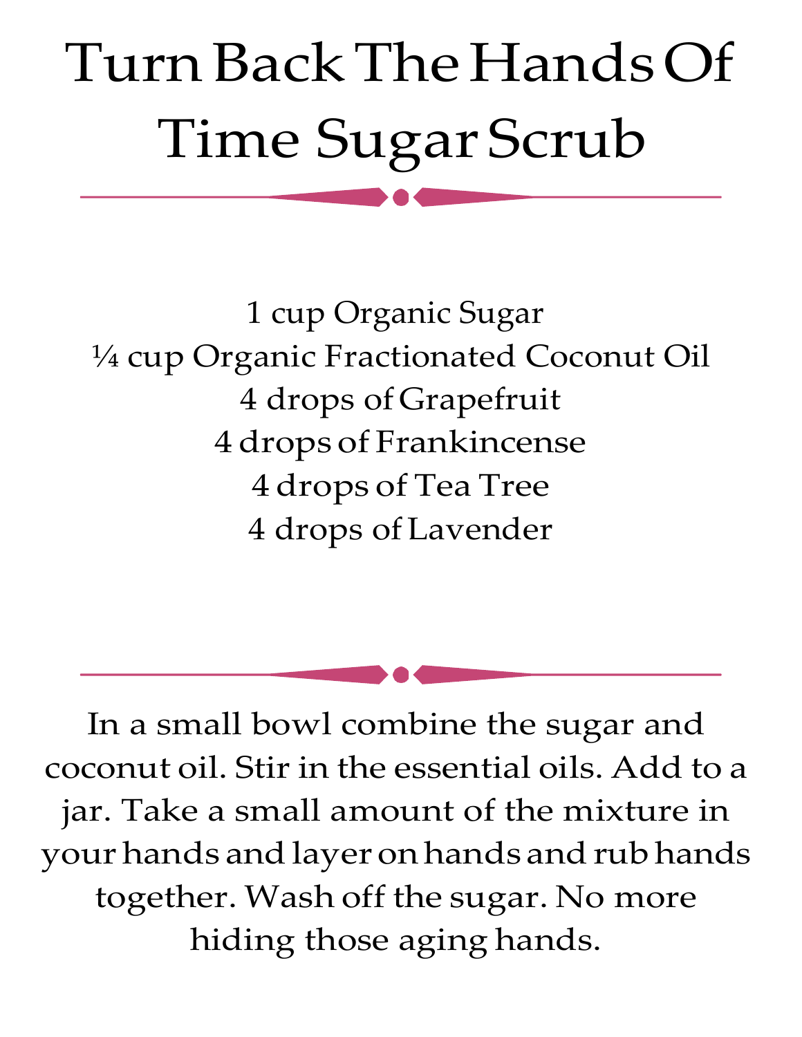# Turn Back The Hands Of Time Sugar Scrub

1 cup Organic Sugar
¼ cup Organic Fractionated Coconut Oil
4 drops of Grapefruit
4 drops of Frankincense
4 drops of Tea Tree
4 drops of Lavender

In a small bowl combine the sugar and coconut oil. Stir in the essential oils. Add to a jar. Take a small amount of the mixture in your hands and layer on hands and rub hands together. Wash off the sugar. No more hiding those aging hands.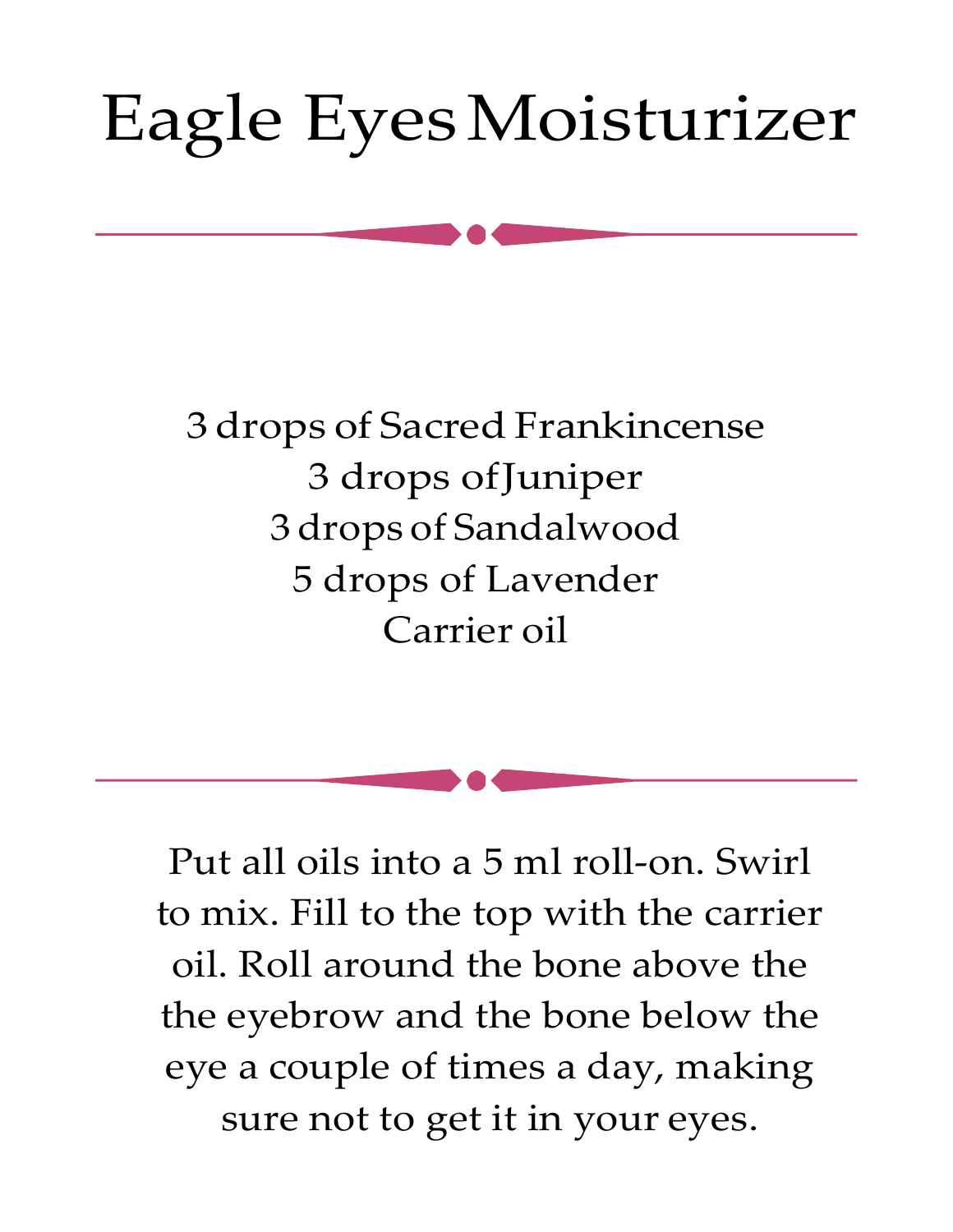# Eagle Eyes Moisturizer

3 drops of Sacred Frankincense
3 drops of Juniper
3 drops of Sandalwood
5 drops of Lavender
Carrier oil

Put all oils into a 5 ml roll-on. Swirl to mix. Fill to the top with the carrier oil. Roll around the bone above the the eyebrow and the bone below the eye a couple of times a day, making sure not to get it in your eyes.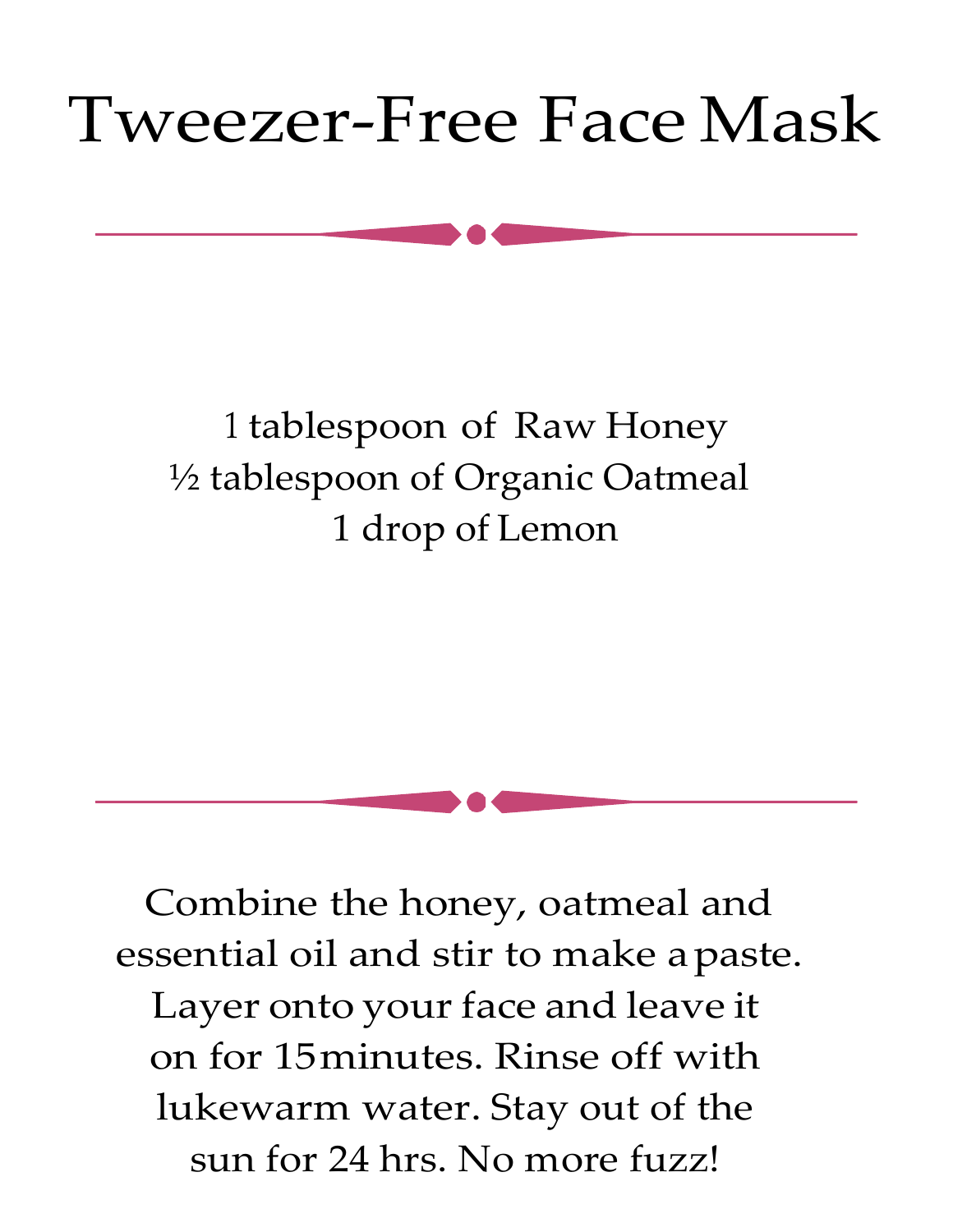# Tweezer-Free Face Mask

1 tablespoon of Raw Honey
½ tablespoon of Organic Oatmeal
1 drop of Lemon

Combine the honey, oatmeal and essential oil and stir to make a paste. Layer onto your face and leave it on for 15 minutes. Rinse off with lukewarm water. Stay out of the sun for 24 hrs. No more fuzz!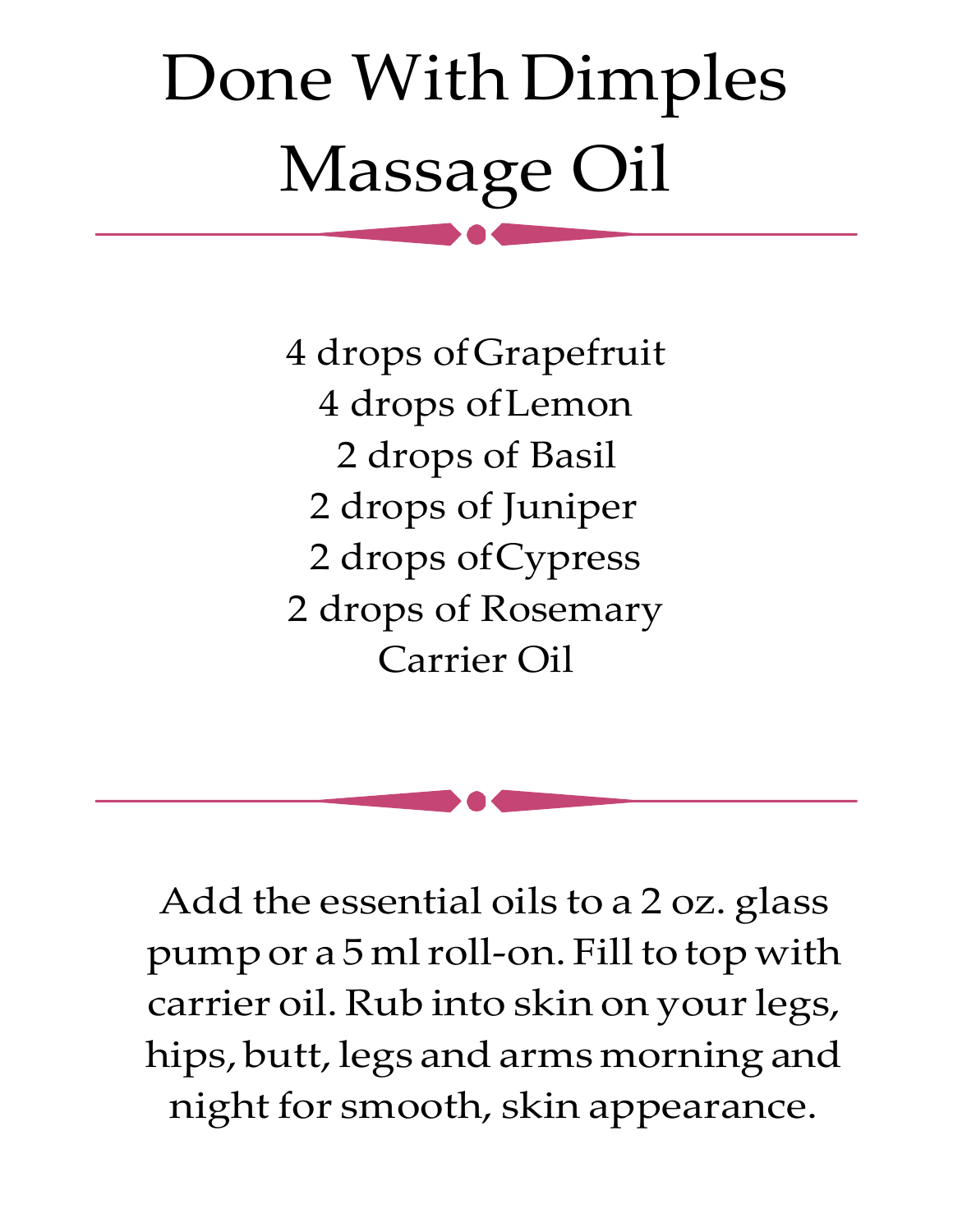# Done With Dimples Massage Oil

4 drops of Grapefruit
4 drops of Lemon
2 drops of Basil
2 drops of Juniper
2 drops of Cypress
2 drops of Rosemary
Carrier Oil

Add the essential oils to a 2 oz. glass pump or a 5 ml roll-on. Fill to top with carrier oil. Rub into skin on your legs, hips, butt, legs and arms morning and night for smooth, skin appearance.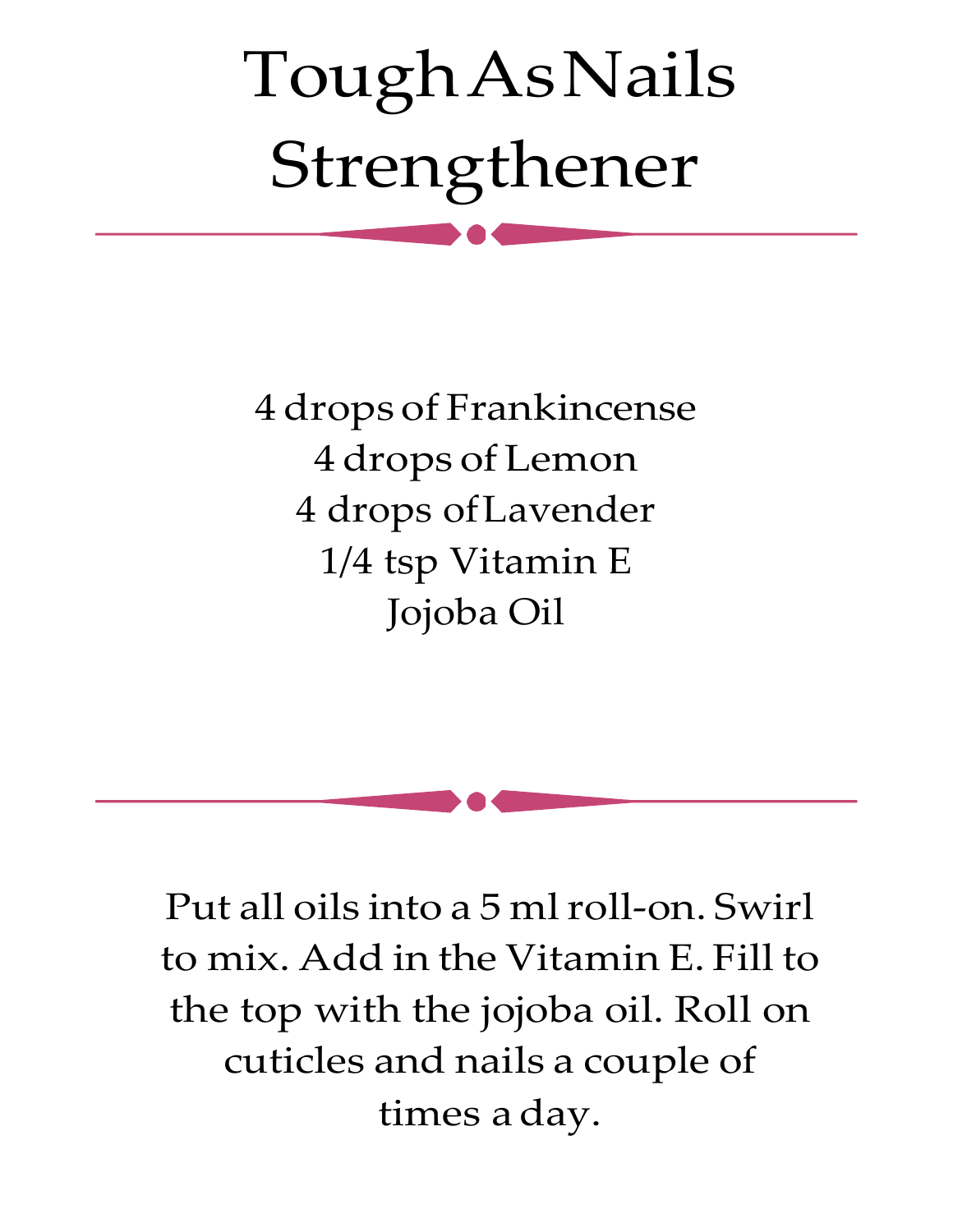# Tough As Nails Strengthener

4 drops of Frankincense
4 drops of Lemon
4 drops of Lavender
1/4 tsp Vitamin E
Jojoba Oil

Put all oils into a 5 ml roll-on. Swirl to mix. Add in the Vitamin E. Fill to the top with the jojoba oil. Roll on cuticles and nails a couple of times a day.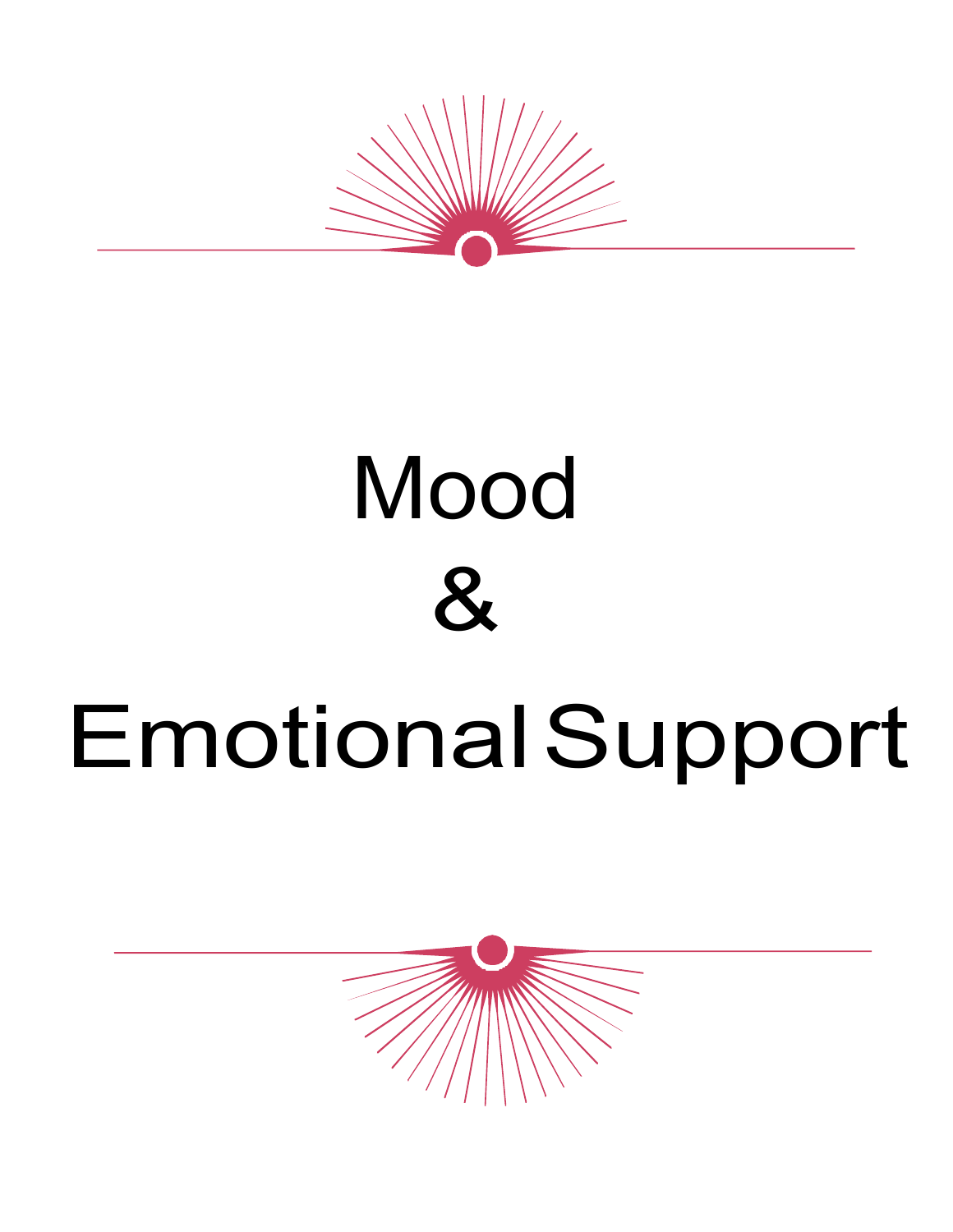# Mood & Emotional Support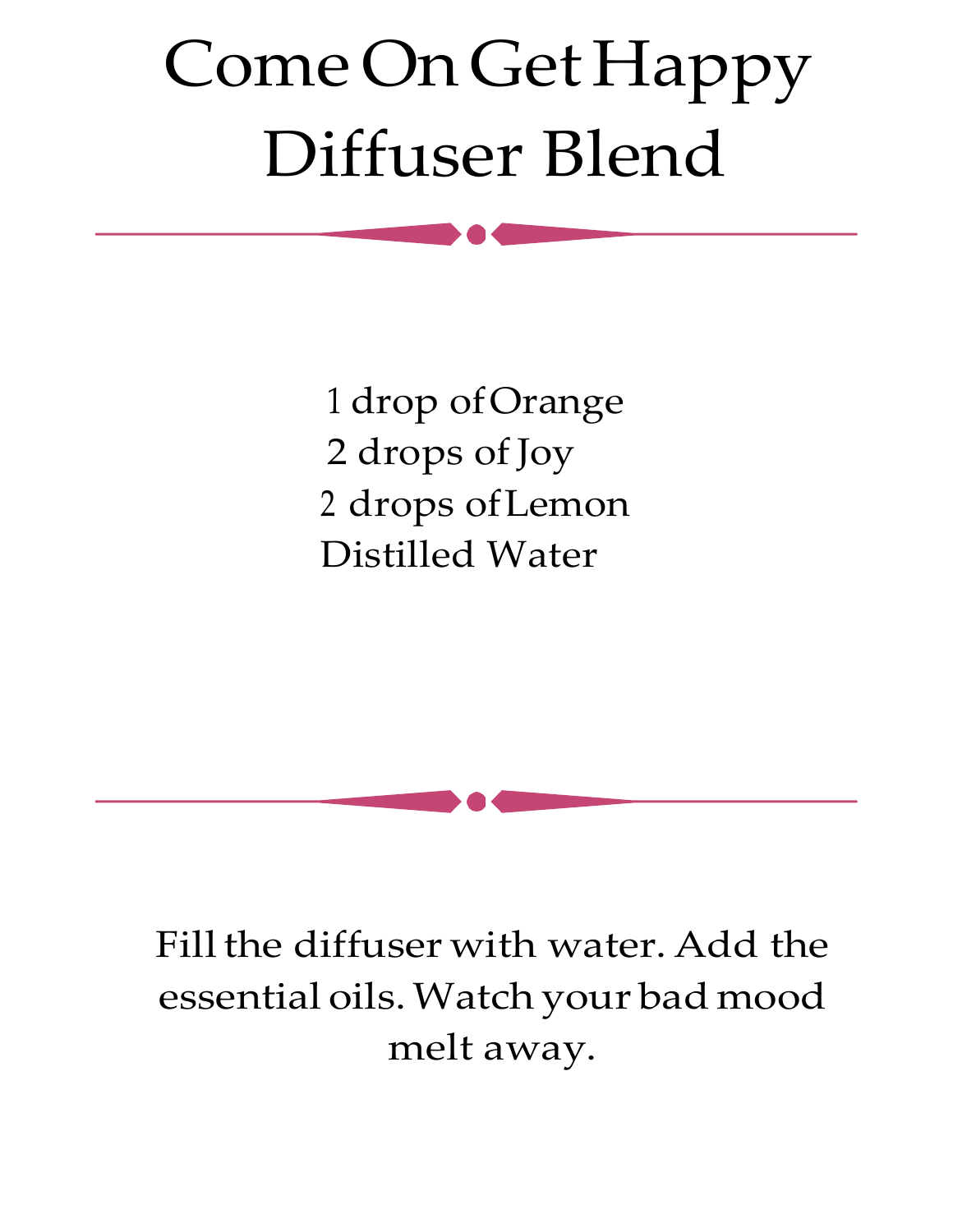# Come On Get Happy Diffuser Blend

1 drop of Orange
2 drops of Joy
2 drops of Lemon
Distilled Water

Fill the diffuser with water. Add the essential oils. Watch your bad mood melt away.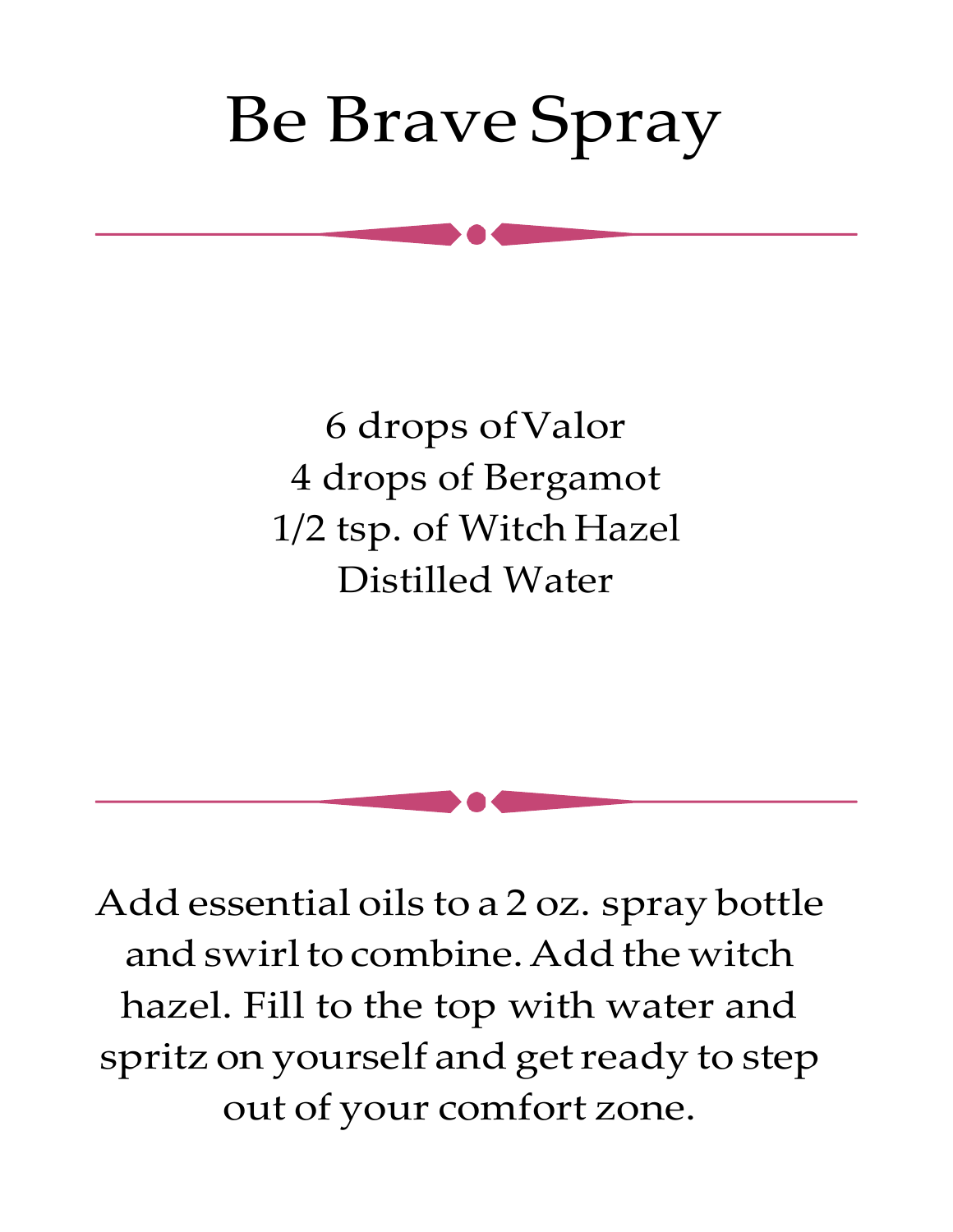# Be Brave Spray

6 drops of Valor
4 drops of Bergamot
1/2 tsp. of Witch Hazel
Distilled Water

Add essential oils to a 2 oz. spray bottle and swirl to combine. Add the witch hazel. Fill to the top with water and spritz on yourself and get ready to step out of your comfort zone.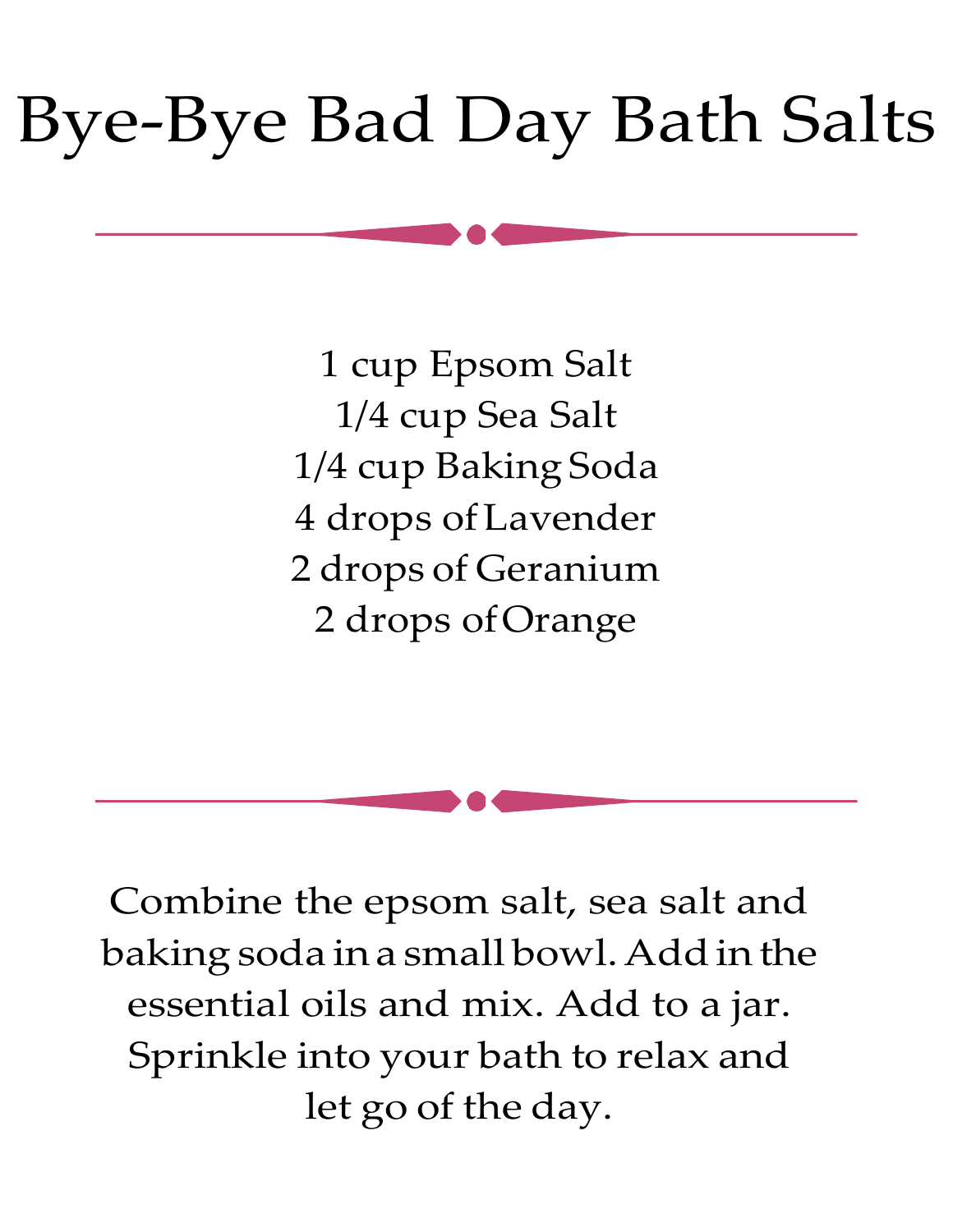# Bye-Bye Bad Day Bath Salts

1 cup Epsom Salt
1/4 cup Sea Salt
1/4 cup Baking Soda
4 drops of Lavender
2 drops of Geranium
2 drops of Orange

Combine the epsom salt, sea salt and baking soda in a small bowl. Add in the essential oils and mix. Add to a jar. Sprinkle into your bath to relax and let go of the day.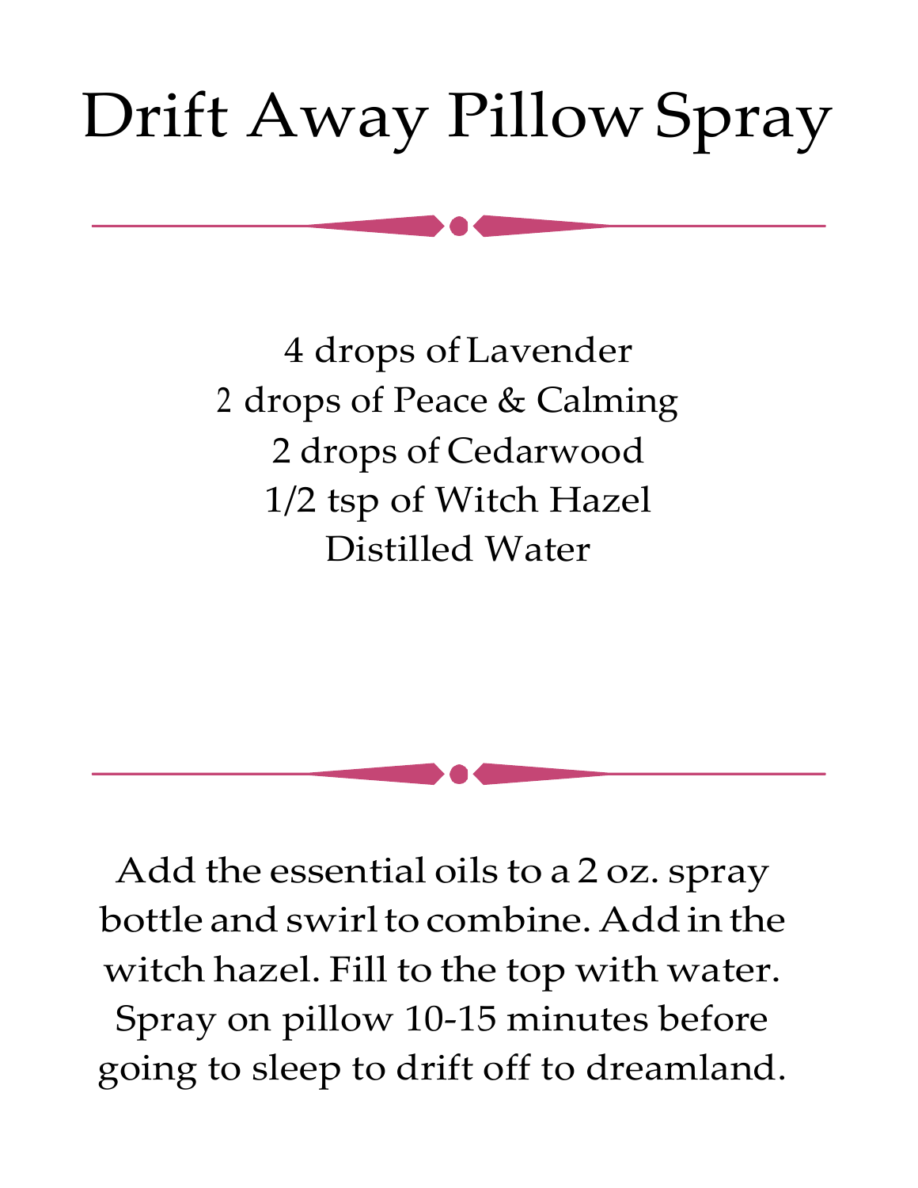# Drift Away Pillow Spray

4 drops of Lavender
2 drops of Peace & Calming
2 drops of Cedarwood
1/2 tsp of Witch Hazel
Distilled Water

Add the essential oils to a 2 oz. spray bottle and swirl to combine. Add in the witch hazel. Fill to the top with water. Spray on pillow 10-15 minutes before going to sleep to drift off to dreamland.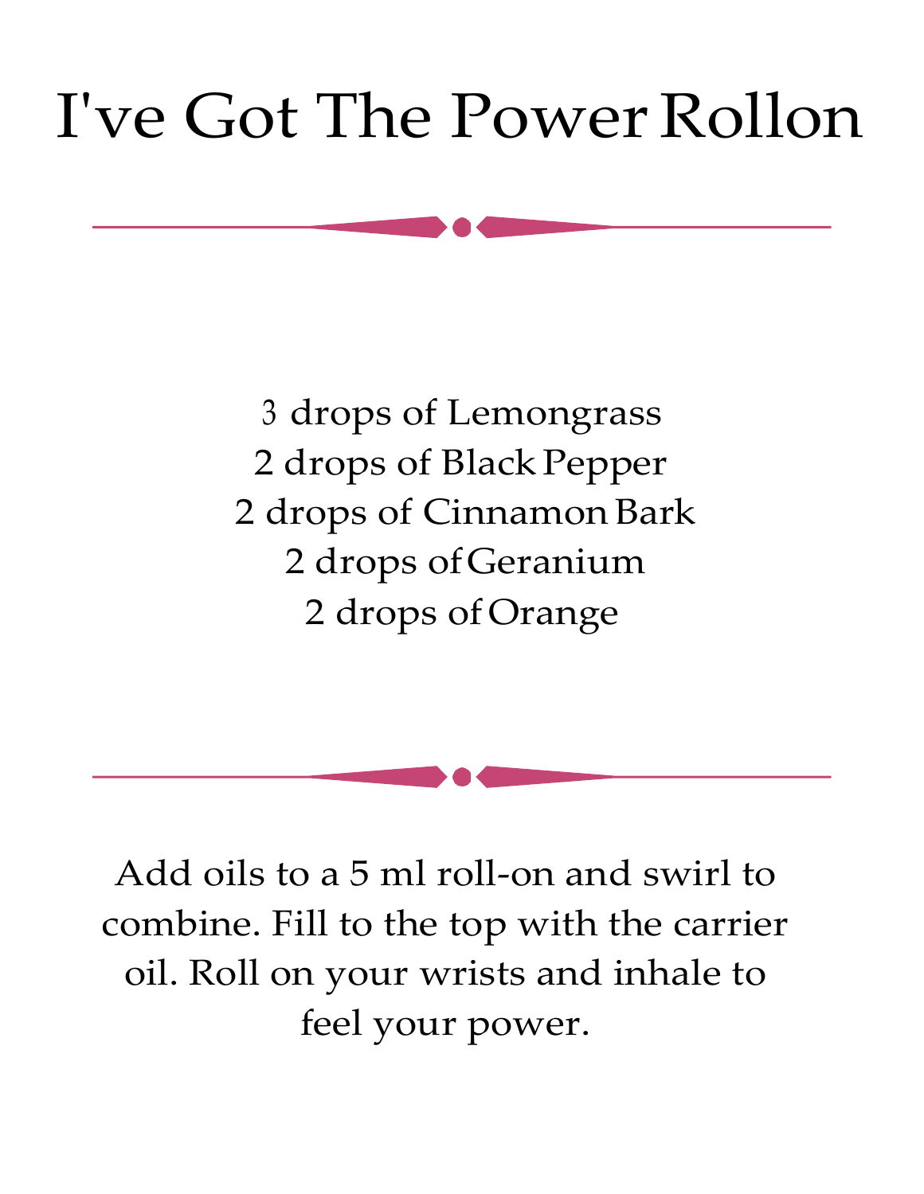# I've Got The Power Rollon

3 drops of Lemongrass
2 drops of Black Pepper
2 drops of Cinnamon Bark
2 drops of Geranium
2 drops of Orange

Add oils to a 5 ml roll-on and swirl to combine. Fill to the top with the carrier oil. Roll on your wrists and inhale to feel your power.